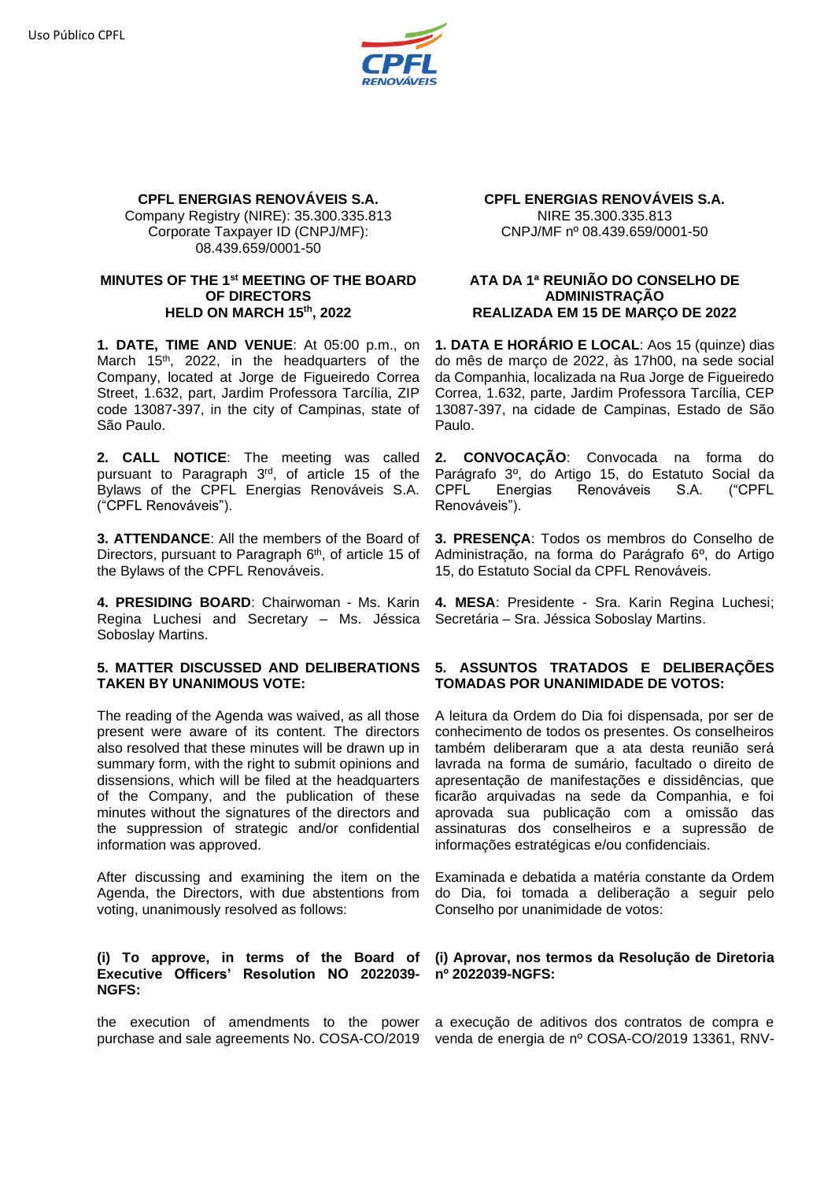Uso Público CPFL

**CPFL ENERGIAS RENOVÁVEIS S.A.**
Company Registry (NIRE): 35.300.335.813
Corporate Taxpayer ID (CNPJ/MF): 08.439.659/0001-50

**MINUTES OF THE 1st MEETING OF THE BOARD OF DIRECTORS HELD ON MARCH 15th, 2022**

**1. DATE, TIME AND VENUE**: At 05:00 p.m., on March 15th, 2022, in the headquarters of the Company, located at Jorge de Figueiredo Correa Street, 1.632, part, Jardim Professora Tarcília, ZIP code 13087-397, in the city of Campinas, state of São Paulo.

**2. CALL NOTICE**: The meeting was called pursuant to Paragraph 3rd, of article 15 of the Bylaws of the CPFL Energias Renováveis S.A. ("CPFL Renováveis").

**3. ATTENDANCE**: All the members of the Board of Directors, pursuant to Paragraph 6th, of article 15 of the Bylaws of the CPFL Renováveis.

**4. PRESIDING BOARD**: Chairwoman - Ms. Karin Regina Luchesi and Secretary – Ms. Jéssica Soboslay Martins.

**5. MATTER DISCUSSED AND DELIBERATIONS TAKEN BY UNANIMOUS VOTE:**

The reading of the Agenda was waived, as all those present were aware of its content. The directors also resolved that these minutes will be drawn up in summary form, with the right to submit opinions and dissensions, which will be filed at the headquarters of the Company, and the publication of these minutes without the signatures of the directors and the suppression of strategic and/or confidential information was approved.

After discussing and examining the item on the Agenda, the Directors, with due abstentions from voting, unanimously resolved as follows:

**(i) To approve, in terms of the Board of Executive Officers' Resolution NO 2022039-NGFS:**

the execution of amendments to the power purchase and sale agreements No. COSA-CO/2019

**CPFL ENERGIAS RENOVÁVEIS S.A.**
NIRE 35.300.335.813
CNPJ/MF nº 08.439.659/0001-50

**ATA DA 1ª REUNIÃO DO CONSELHO DE ADMINISTRAÇÃO REALIZADA EM 15 DE MARÇO DE 2022**

**1. DATA E HORÁRIO E LOCAL**: Aos 15 (quinze) dias do mês de março de 2022, às 17h00, na sede social da Companhia, localizada na Rua Jorge de Figueiredo Correa, 1.632, parte, Jardim Professora Tarcília, CEP 13087-397, na cidade de Campinas, Estado de São Paulo.

**2. CONVOCAÇÃO**: Convocada na forma do Parágrafo 3º, do Artigo 15, do Estatuto Social da CPFL Energias Renováveis S.A. ("CPFL Renováveis").

**3. PRESENÇA**: Todos os membros do Conselho de Administração, na forma do Parágrafo 6º, do Artigo 15, do Estatuto Social da CPFL Renováveis.

**4. MESA**: Presidente - Sra. Karin Regina Luchesi; Secretária – Sra. Jéssica Soboslay Martins.

**5. ASSUNTOS TRATADOS E DELIBERAÇÕES TOMADAS POR UNANIMIDADE DE VOTOS:**

A leitura da Ordem do Dia foi dispensada, por ser de conhecimento de todos os presentes. Os conselheiros também deliberaram que a ata desta reunião será lavrada na forma de sumário, facultado o direito de apresentação de manifestações e dissidências, que ficarão arquivadas na sede da Companhia, e foi aprovada sua publicação com a omissão das assinaturas dos conselheiros e a supressão de informações estratégicas e/ou confidenciais.

Examinada e debatida a matéria constante da Ordem do Dia, foi tomada a deliberação a seguir pelo Conselho por unanimidade de votos:

**(i) Aprovar, nos termos da Resolução de Diretoria nº 2022039-NGFS:**

a execução de aditivos dos contratos de compra e venda de energia de nº COSA-CO/2019 13361, RNV-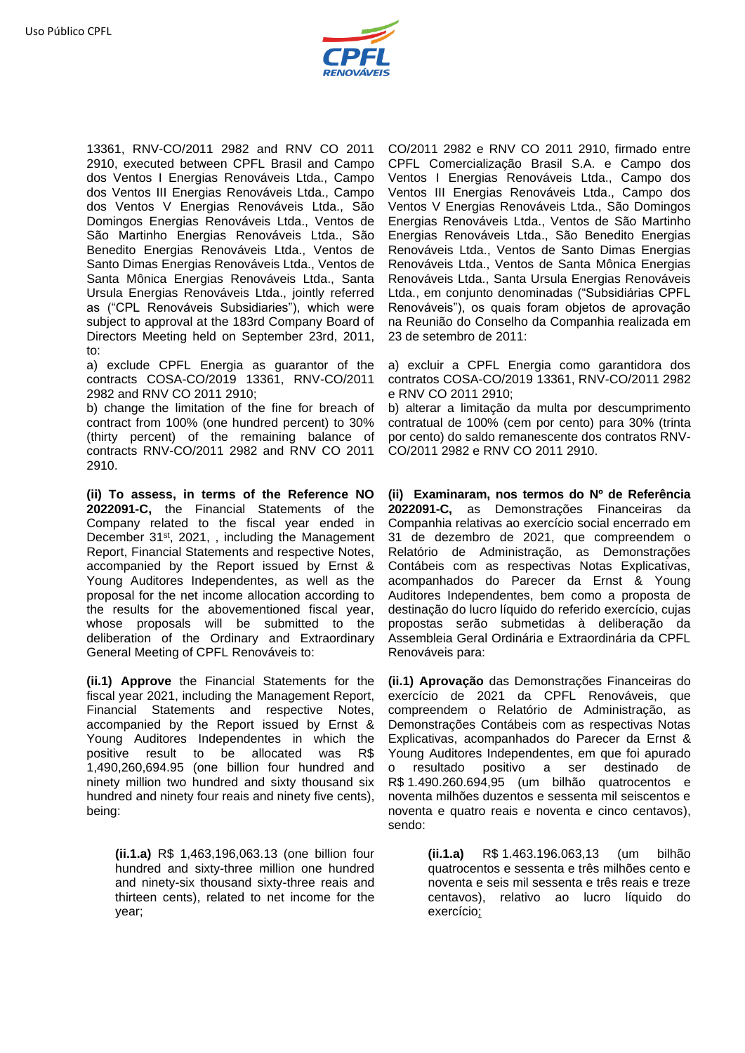13361, RNV-CO/2011 2982 and RNV CO 2011 2910, executed between CPFL Brasil and Campo dos Ventos I Energias Renováveis Ltda., Campo dos Ventos III Energias Renováveis Ltda., Campo dos Ventos V Energias Renováveis Ltda., São Domingos Energias Renováveis Ltda., Ventos de São Martinho Energias Renováveis Ltda., São Benedito Energias Renováveis Ltda., Ventos de Santo Dimas Energias Renováveis Ltda., Ventos de Santa Mônica Energias Renováveis Ltda., Santa Ursula Energias Renováveis Ltda., jointly referred as ("CPL Renováveis Subsidiaries"), which were subject to approval at the 183rd Company Board of Directors Meeting held on September 23rd, 2011, to:

a) exclude CPFL Energia as guarantor of the contracts COSA-CO/2019 13361, RNV-CO/2011 2982 and RNV CO 2011 2910;

b) change the limitation of the fine for breach of contract from 100% (one hundred percent) to 30% (thirty percent) of the remaining balance of contracts RNV-CO/2011 2982 and RNV CO 2011 2910.

**(ii) To assess, in terms of the Reference NO 2022091-C,** the Financial Statements of the Company related to the fiscal year ended in December 31st, 2021, , including the Management Report, Financial Statements and respective Notes, accompanied by the Report issued by Ernst & Young Auditores Independentes, as well as the proposal for the net income allocation according to the results for the abovementioned fiscal year, whose proposals will be submitted to the deliberation of the Ordinary and Extraordinary General Meeting of CPFL Renováveis to:

**(ii.1) Approve** the Financial Statements for the fiscal year 2021, including the Management Report, Financial Statements and respective Notes, accompanied by the Report issued by Ernst & Young Auditores Independentes in which the positive result to be allocated was R$ 1,490,260,694.95 (one billion four hundred and ninety million two hundred and sixty thousand six hundred and ninety four reais and ninety five cents), being:

> **(ii.1.a)** R$ 1,463,196,063.13 (one billion four hundred and sixty-three million one hundred and ninety-six thousand sixty-three reais and thirteen cents), related to net income for the year;

CO/2011 2982 e RNV CO 2011 2910, firmado entre CPFL Comercialização Brasil S.A. e Campo dos Ventos I Energias Renováveis Ltda., Campo dos Ventos III Energias Renováveis Ltda., Campo dos Ventos V Energias Renováveis Ltda., São Domingos Energias Renováveis Ltda., Ventos de São Martinho Energias Renováveis Ltda., São Benedito Energias Renováveis Ltda., Ventos de Santo Dimas Energias Renováveis Ltda., Ventos de Santa Mônica Energias Renováveis Ltda., Santa Ursula Energias Renováveis Ltda., em conjunto denominadas ("Subsidiárias CPFL Renováveis"), os quais foram objetos de aprovação na Reunião do Conselho da Companhia realizada em 23 de setembro de 2011:

a) excluir a CPFL Energia como garantidora dos contratos COSA-CO/2019 13361, RNV-CO/2011 2982 e RNV CO 2011 2910;

b) alterar a limitação da multa por descumprimento contratual de 100% (cem por cento) para 30% (trinta por cento) do saldo remanescente dos contratos RNV-CO/2011 2982 e RNV CO 2011 2910.

**(ii) Examinaram, nos termos do Nº de Referência 2022091-C,** as Demonstrações Financeiras da Companhia relativas ao exercício social encerrado em 31 de dezembro de 2021, que compreendem o Relatório de Administração, as Demonstrações Contábeis com as respectivas Notas Explicativas, acompanhados do Parecer da Ernst & Young Auditores Independentes, bem como a proposta de destinação do lucro líquido do referido exercício, cujas propostas serão submetidas à deliberação da Assembleia Geral Ordinária e Extraordinária da CPFL Renováveis para:

**(ii.1) Aprovação** das Demonstrações Financeiras do exercício de 2021 da CPFL Renováveis, que compreendem o Relatório de Administração, as Demonstrações Contábeis com as respectivas Notas Explicativas, acompanhados do Parecer da Ernst & Young Auditores Independentes, em que foi apurado o resultado positivo a ser destinado de R$ 1.490.260.694,95 (um bilhão quatrocentos e noventa milhões duzentos e sessenta mil seiscentos e noventa e quatro reais e noventa e cinco centavos), sendo:

> **(ii.1.a)** R$ 1.463.196.063,13 (um bilhão quatrocentos e sessenta e três milhões cento e noventa e seis mil sessenta e três reais e treze centavos), relativo ao lucro líquido do exercício;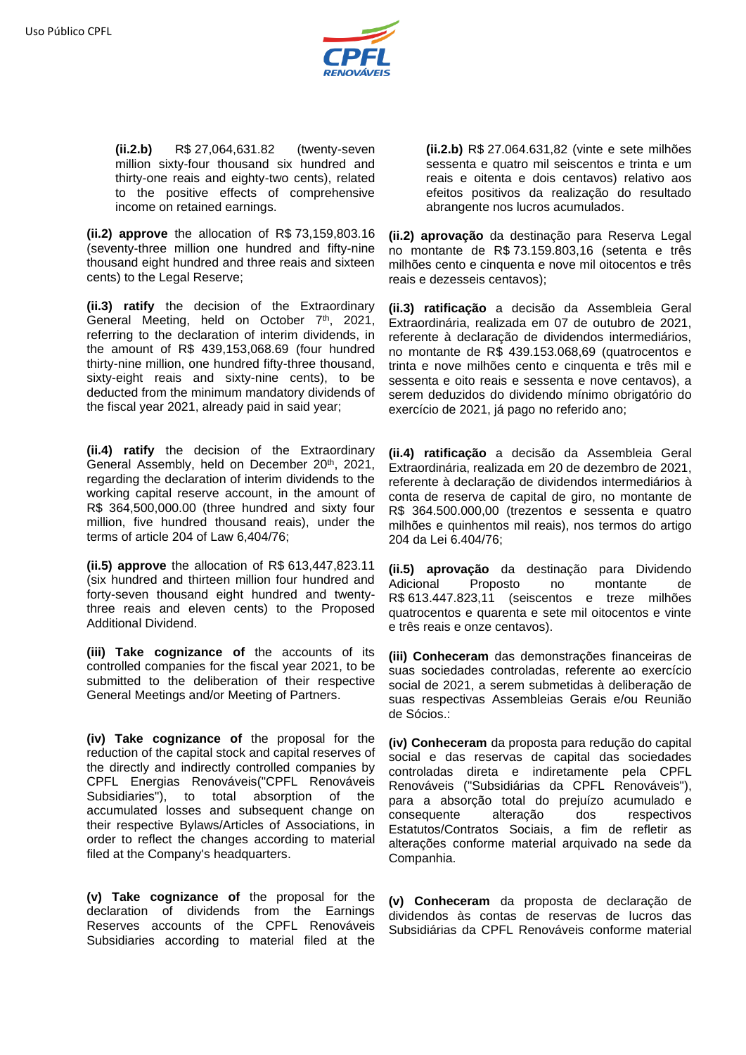**(ii.2.b)** R$ 27,064,631.82 (twenty-seven million sixty-four thousand six hundred and thirty-one reais and eighty-two cents), related to the positive effects of comprehensive income on retained earnings.

**(ii.2) approve** the allocation of R$ 73,159,803.16 (seventy-three million one hundred and fifty-nine thousand eight hundred and three reais and sixteen cents) to the Legal Reserve;

**(ii.3) ratify** the decision of the Extraordinary General Meeting, held on October 7th, 2021, referring to the declaration of interim dividends, in the amount of R$ 439,153,068.69 (four hundred thirty-nine million, one hundred fifty-three thousand, sixty-eight reais and sixty-nine cents), to be deducted from the minimum mandatory dividends of the fiscal year 2021, already paid in said year;

**(ii.4) ratify** the decision of the Extraordinary General Assembly, held on December 20th, 2021, regarding the declaration of interim dividends to the working capital reserve account, in the amount of R$ 364,500,000.00 (three hundred and sixty four million, five hundred thousand reais), under the terms of article 204 of Law 6,404/76;

**(ii.5) approve** the allocation of R$ 613,447,823.11 (six hundred and thirteen million four hundred and forty-seven thousand eight hundred and twenty-three reais and eleven cents) to the Proposed Additional Dividend.

**(iii) Take cognizance of** the accounts of its controlled companies for the fiscal year 2021, to be submitted to the deliberation of their respective General Meetings and/or Meeting of Partners.

**(iv) Take cognizance of** the proposal for the reduction of the capital stock and capital reserves of the directly and indirectly controlled companies by CPFL Energias Renováveis("CPFL Renováveis Subsidiaries"), to total absorption of the accumulated losses and subsequent change on their respective Bylaws/Articles of Associations, in order to reflect the changes according to material filed at the Company's headquarters.

**(v) Take cognizance of** the proposal for the declaration of dividends from the Earnings Reserves accounts of the CPFL Renováveis Subsidiaries according to material filed at the

**(ii.2.b)** R$ 27.064.631,82 (vinte e sete milhões sessenta e quatro mil seiscentos e trinta e um reais e oitenta e dois centavos) relativo aos efeitos positivos da realização do resultado abrangente nos lucros acumulados.

**(ii.2) aprovação** da destinação para Reserva Legal no montante de R$ 73.159.803,16 (setenta e três milhões cento e cinquenta e nove mil oitocentos e três reais e dezesseis centavos);

**(ii.3) ratificação** a decisão da Assembleia Geral Extraordinária, realizada em 07 de outubro de 2021, referente à declaração de dividendos intermediários, no montante de R$ 439.153.068,69 (quatrocentos e trinta e nove milhões cento e cinquenta e três mil e sessenta e oito reais e sessenta e nove centavos), a serem deduzidos do dividendo mínimo obrigatório do exercício de 2021, já pago no referido ano;

**(ii.4) ratificação** a decisão da Assembleia Geral Extraordinária, realizada em 20 de dezembro de 2021, referente à declaração de dividendos intermediários à conta de reserva de capital de giro, no montante de R$ 364.500.000,00 (trezentos e sessenta e quatro milhões e quinhentos mil reais), nos termos do artigo 204 da Lei 6.404/76;

**(ii.5) aprovação** da destinação para Dividendo Adicional Proposto no montante de R$ 613.447.823,11 (seiscentos e treze milhões quatrocentos e quarenta e sete mil oitocentos e vinte e três reais e onze centavos).

**(iii) Conheceram** das demonstrações financeiras de suas sociedades controladas, referente ao exercício social de 2021, a serem submetidas à deliberação de suas respectivas Assembleias Gerais e/ou Reunião de Sócios.:

**(iv) Conheceram** da proposta para redução do capital social e das reservas de capital das sociedades controladas direta e indiretamente pela CPFL Renováveis ("Subsidiárias da CPFL Renováveis"), para a absorção total do prejuízo acumulado e consequente alteração dos respectivos Estatutos/Contratos Sociais, a fim de refletir as alterações conforme material arquivado na sede da Companhia.

**(v) Conheceram** da proposta de declaração de dividendos às contas de reservas de lucros das Subsidiárias da CPFL Renováveis conforme material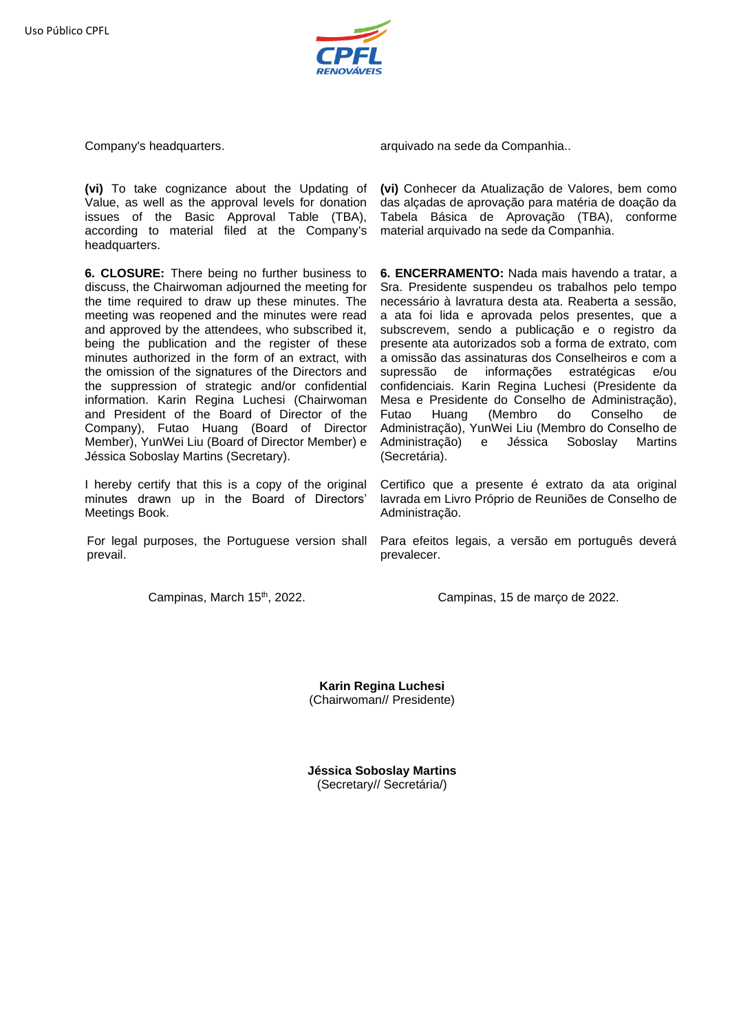Company's headquarters.

arquivado na sede da Companhia..

**(vi)** To take cognizance about the Updating of Value, as well as the approval levels for donation issues of the Basic Approval Table (TBA), according to material filed at the Company's headquarters.

**(vi)** Conhecer da Atualização de Valores, bem como das alçadas de aprovação para matéria de doação da Tabela Básica de Aprovação (TBA), conforme material arquivado na sede da Companhia.

**6. CLOSURE:** There being no further business to discuss, the Chairwoman adjourned the meeting for the time required to draw up these minutes. The meeting was reopened and the minutes were read and approved by the attendees, who subscribed it, being the publication and the register of these minutes authorized in the form of an extract, with the omission of the signatures of the Directors and the suppression of strategic and/or confidential information. Karin Regina Luchesi (Chairwoman and President of the Board of Director of the Company), Futao Huang (Board of Director Member), YunWei Liu (Board of Director Member) e Jéssica Soboslay Martins (Secretary).

**6. ENCERRAMENTO:** Nada mais havendo a tratar, a Sra. Presidente suspendeu os trabalhos pelo tempo necessário à lavratura desta ata. Reaberta a sessão, a ata foi lida e aprovada pelos presentes, que a subscrevem, sendo a publicação e o registro da presente ata autorizados sob a forma de extrato, com a omissão das assinaturas dos Conselheiros e com a supressão de informações estratégicas e/ou confidenciais. Karin Regina Luchesi (Presidente da Mesa e Presidente do Conselho de Administração), Futao Huang (Membro do Conselho de Administração), YunWei Liu (Membro do Conselho de Administração) e Jéssica Soboslay Martins (Secretária).

I hereby certify that this is a copy of the original minutes drawn up in the Board of Directors' Meetings Book.

Certifico que a presente é extrato da ata original lavrada em Livro Próprio de Reuniões de Conselho de Administração.

For legal purposes, the Portuguese version shall prevail.

Para efeitos legais, a versão em português deverá prevalecer.

Campinas, March 15th, 2022.

Campinas, 15 de março de 2022.

**Karin Regina Luchesi**
(Chairwoman// Presidente)

**Jéssica Soboslay Martins**
(Secretary// Secretária/)